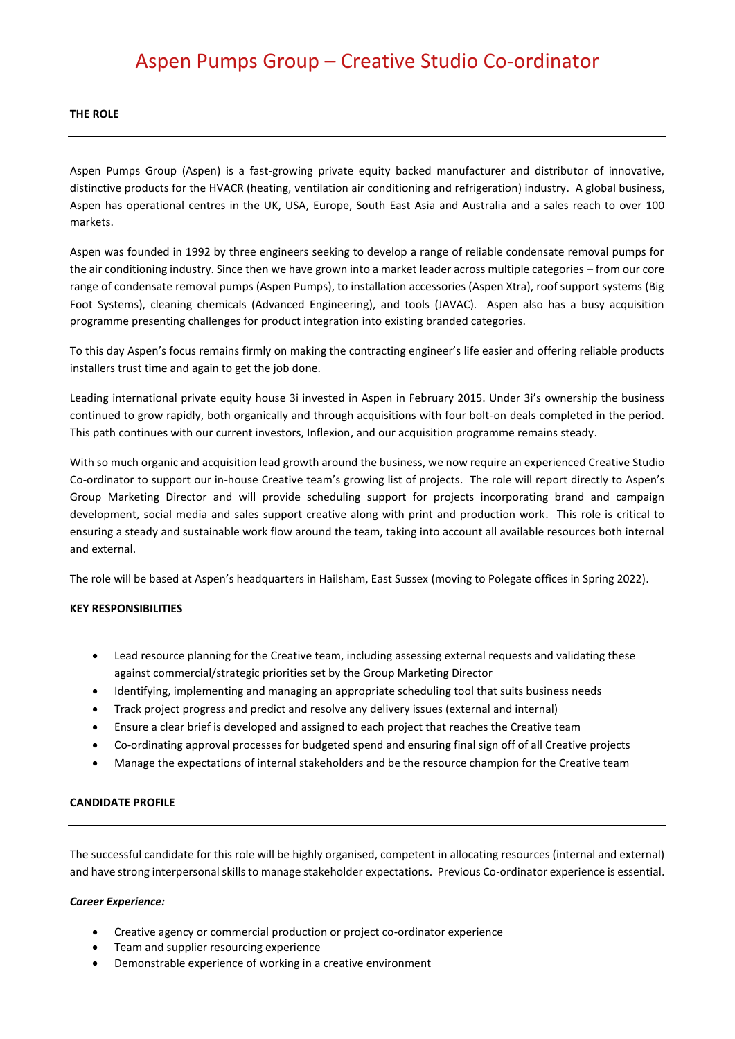# Aspen Pumps Group – Creative Studio Co-ordinator

**THE ROLE**

Aspen Pumps Group (Aspen) is a fast-growing private equity backed manufacturer and distributor of innovative, distinctive products for the HVACR (heating, ventilation air conditioning and refrigeration) industry. A global business, Aspen has operational centres in the UK, USA, Europe, South East Asia and Australia and a sales reach to over 100 markets.

Aspen was founded in 1992 by three engineers seeking to develop a range of reliable condensate removal pumps for the air conditioning industry. Since then we have grown into a market leader across multiple categories – from our core range of condensate removal pumps (Aspen Pumps), to installation accessories (Aspen Xtra), roof support systems (Big Foot Systems), cleaning chemicals (Advanced Engineering), and tools (JAVAC). Aspen also has a busy acquisition programme presenting challenges for product integration into existing branded categories.

To this day Aspen's focus remains firmly on making the contracting engineer's life easier and offering reliable products installers trust time and again to get the job done.

Leading international private equity house 3i invested in Aspen in February 2015. Under 3i's ownership the business continued to grow rapidly, both organically and through acquisitions with four bolt-on deals completed in the period. This path continues with our current investors, Inflexion, and our acquisition programme remains steady.

With so much organic and acquisition lead growth around the business, we now require an experienced Creative Studio Co-ordinator to support our in-house Creative team's growing list of projects. The role will report directly to Aspen's Group Marketing Director and will provide scheduling support for projects incorporating brand and campaign development, social media and sales support creative along with print and production work. This role is critical to ensuring a steady and sustainable work flow around the team, taking into account all available resources both internal and external.

The role will be based at Aspen's headquarters in Hailsham, East Sussex (moving to Polegate offices in Spring 2022).

**KEY RESPONSIBILITIES**

- Lead resource planning for the Creative team, including assessing external requests and validating these against commercial/strategic priorities set by the Group Marketing Director
- Identifying, implementing and managing an appropriate scheduling tool that suits business needs
- Track project progress and predict and resolve any delivery issues (external and internal)
- Ensure a clear brief is developed and assigned to each project that reaches the Creative team
- Co-ordinating approval processes for budgeted spend and ensuring final sign off of all Creative projects
- Manage the expectations of internal stakeholders and be the resource champion for the Creative team

**CANDIDATE PROFILE**

The successful candidate for this role will be highly organised, competent in allocating resources (internal and external) and have strong interpersonal skills to manage stakeholder expectations. Previous Co-ordinator experience is essential.

***Career Experience:***

- Creative agency or commercial production or project co-ordinator experience
- Team and supplier resourcing experience
- Demonstrable experience of working in a creative environment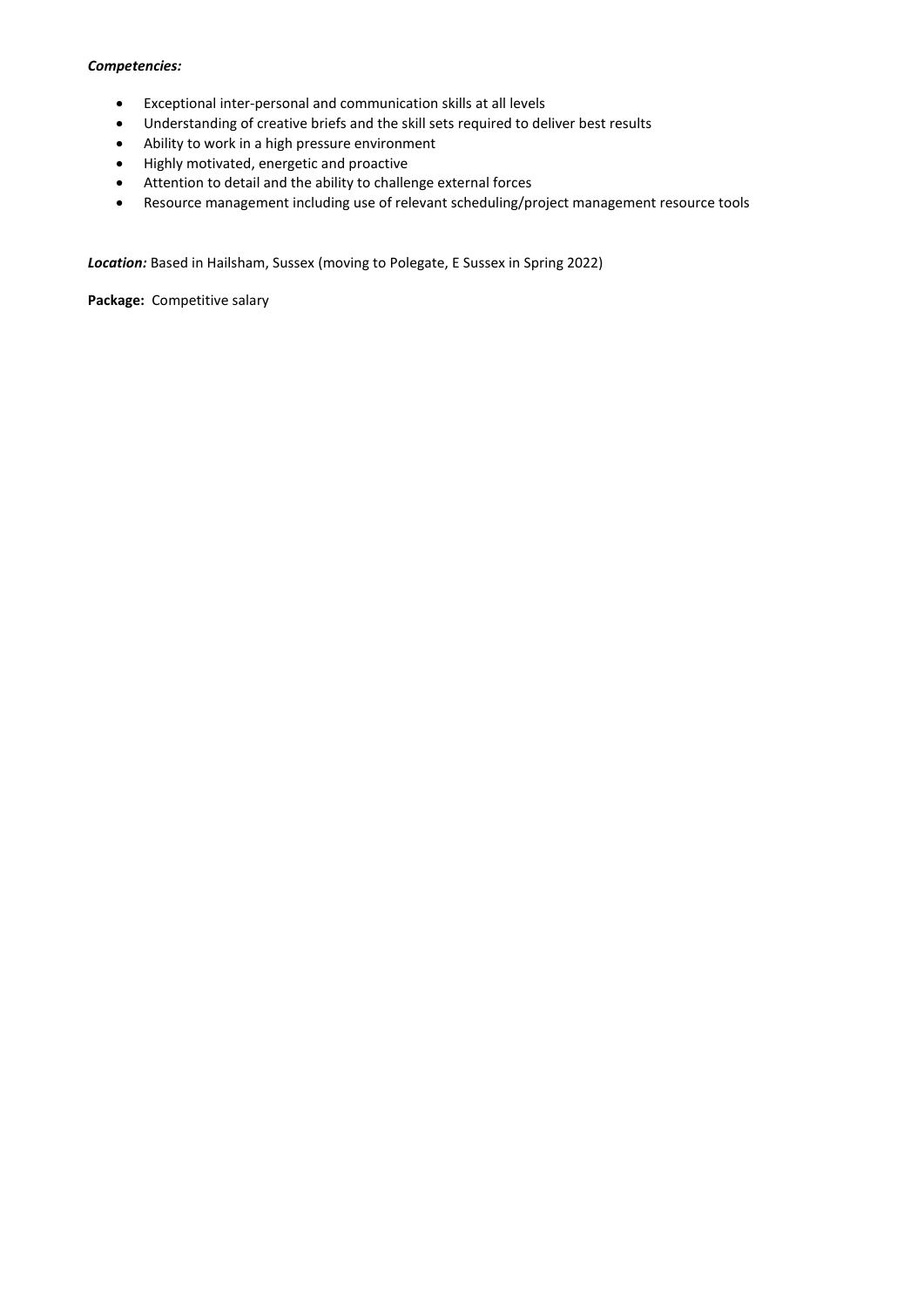***Competencies:***

- Exceptional inter-personal and communication skills at all levels
- Understanding of creative briefs and the skill sets required to deliver best results
- Ability to work in a high pressure environment
- Highly motivated, energetic and proactive
- Attention to detail and the ability to challenge external forces
- Resource management including use of relevant scheduling/project management resource tools

***Location:*** Based in Hailsham, Sussex (moving to Polegate, E Sussex in Spring 2022)

**Package:** Competitive salary